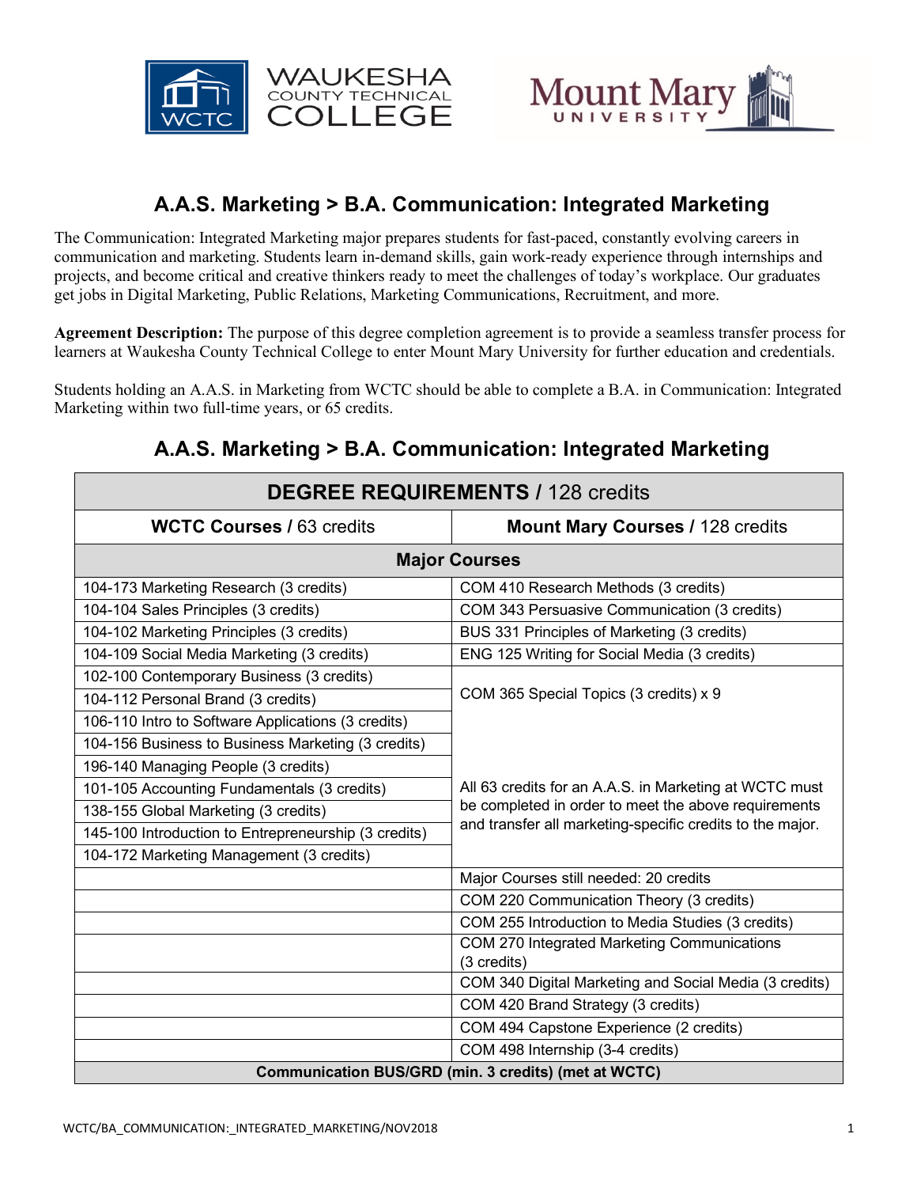# A.A.S. Marketing > B.A. Communication: Integrated Marketing

The Communication: Integrated Marketing major prepares students for fast-paced, constantly evolving careers in communication and marketing. Students learn in-demand skills, gain work-ready experience through internships and projects, and become critical and creative thinkers ready to meet the challenges of today's workplace. Our graduates get jobs in Digital Marketing, Public Relations, Marketing Communications, Recruitment, and more.

**Agreement Description:** The purpose of this degree completion agreement is to provide a seamless transfer process for learners at Waukesha County Technical College to enter Mount Mary University for further education and credentials.

Students holding an A.A.S. in Marketing from WCTC should be able to complete a B.A. in Communication: Integrated Marketing within two full-time years, or 65 credits.

## A.A.S. Marketing > B.A. Communication: Integrated Marketing

| **DEGREE REQUIREMENTS** / 128 credits | |
|---|---|
| **WCTC Courses** / 63 credits | **Mount Mary Courses** / 128 credits |
| **Major Courses** | |
| 104-173 Marketing Research (3 credits) | COM 410 Research Methods (3 credits) |
| 104-104 Sales Principles (3 credits) | COM 343 Persuasive Communication (3 credits) |
| 104-102 Marketing Principles (3 credits) | BUS 331 Principles of Marketing (3 credits) |
| 104-109 Social Media Marketing (3 credits) | ENG 125 Writing for Social Media (3 credits) |
| 102-100 Contemporary Business (3 credits) | COM 365 Special Topics (3 credits) x 9 |
| 104-112 Personal Brand (3 credits) | |
| 106-110 Intro to Software Applications (3 credits) | |
| 104-156 Business to Business Marketing (3 credits) | |
| 196-140 Managing People (3 credits) | All 63 credits for an A.A.S. in Marketing at WCTC must be completed in order to meet the above requirements and transfer all marketing-specific credits to the major. |
| 101-105 Accounting Fundamentals (3 credits) | |
| 138-155 Global Marketing (3 credits) | |
| 145-100 Introduction to Entrepreneurship (3 credits) | |
| 104-172 Marketing Management (3 credits) | |
| | Major Courses still needed: 20 credits |
| | COM 220 Communication Theory (3 credits) |
| | COM 255 Introduction to Media Studies (3 credits) |
| | COM 270 Integrated Marketing Communications (3 credits) |
| | COM 340 Digital Marketing and Social Media (3 credits) |
| | COM 420 Brand Strategy (3 credits) |
| | COM 494 Capstone Experience (2 credits) |
| | COM 498 Internship (3-4 credits) |
| **Communication BUS/GRD (min. 3 credits) (met at WCTC)** | |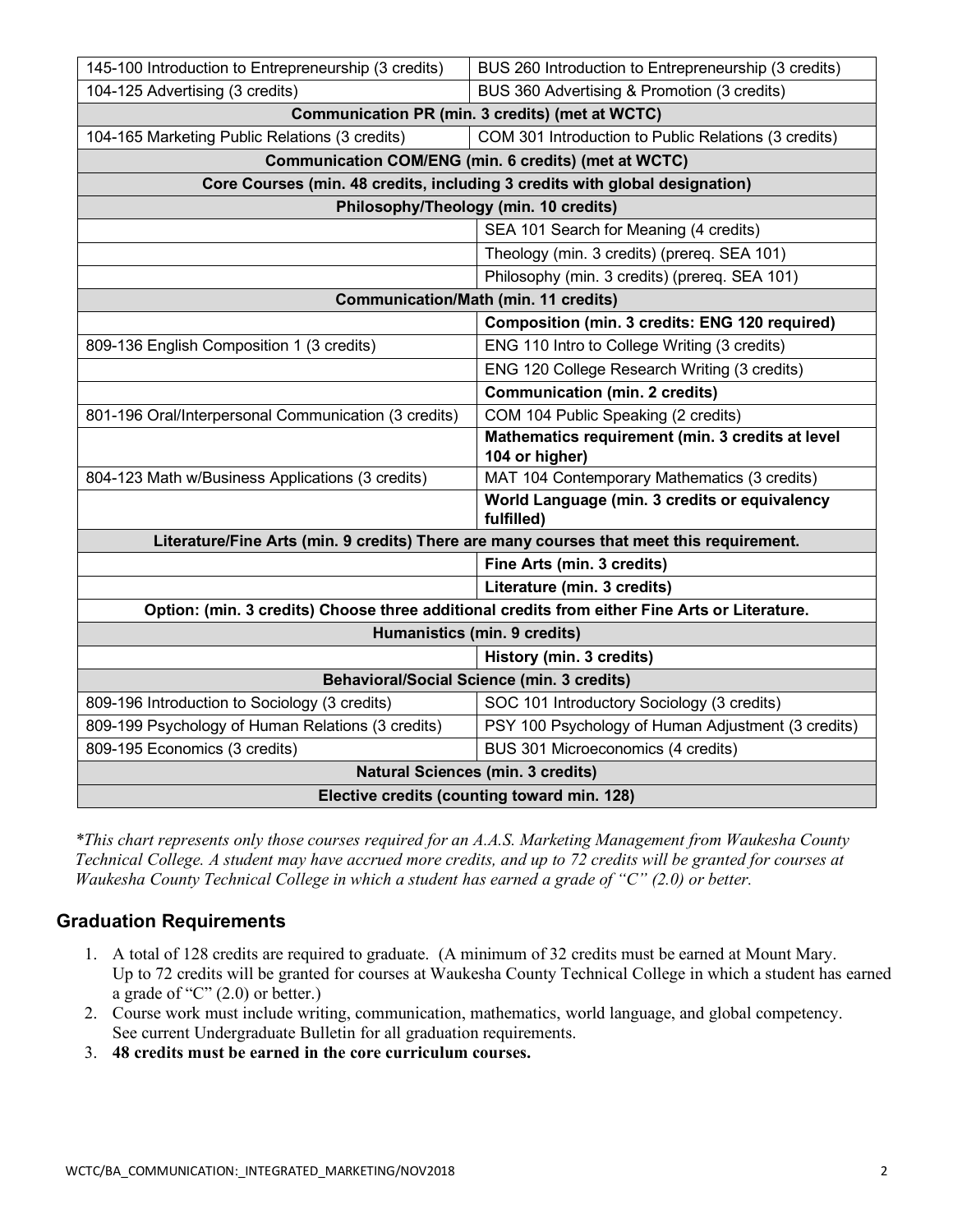| | |
|---|---|
| 145-100 Introduction to Entrepreneurship (3 credits) | BUS 260 Introduction to Entrepreneurship (3 credits) |
| 104-125 Advertising (3 credits) | BUS 360 Advertising & Promotion (3 credits) |
| **Communication PR (min. 3 credits) (met at WCTC)** | |
| 104-165 Marketing Public Relations (3 credits) | COM 301 Introduction to Public Relations (3 credits) |
| **Communication COM/ENG (min. 6 credits) (met at WCTC)** | |
| **Core Courses (min. 48 credits, including 3 credits with global designation)** | |
| **Philosophy/Theology (min. 10 credits)** | |
| | SEA 101 Search for Meaning (4 credits) |
| | Theology (min. 3 credits) (prereq. SEA 101) |
| | Philosophy (min. 3 credits) (prereq. SEA 101) |
| **Communication/Math (min. 11 credits)** | |
| | **Composition (min. 3 credits: ENG 120 required)** |
| 809-136 English Composition 1 (3 credits) | ENG 110 Intro to College Writing (3 credits) |
| | ENG 120 College Research Writing (3 credits) |
| | **Communication (min. 2 credits)** |
| 801-196 Oral/Interpersonal Communication (3 credits) | COM 104 Public Speaking (2 credits) |
| | **Mathematics requirement (min. 3 credits at level 104 or higher)** |
| 804-123 Math w/Business Applications (3 credits) | MAT 104 Contemporary Mathematics (3 credits) |
| | **World Language (min. 3 credits or equivalency fulfilled)** |
| **Literature/Fine Arts (min. 9 credits) There are many courses that meet this requirement.** | |
| | **Fine Arts (min. 3 credits)** |
| | **Literature (min. 3 credits)** |
| **Option: (min. 3 credits) Choose three additional credits from either Fine Arts or Literature.** | |
| **Humanistics (min. 9 credits)** | |
| | **History (min. 3 credits)** |
| **Behavioral/Social Science (min. 3 credits)** | |
| 809-196 Introduction to Sociology (3 credits) | SOC 101 Introductory Sociology (3 credits) |
| 809-199 Psychology of Human Relations (3 credits) | PSY 100 Psychology of Human Adjustment (3 credits) |
| 809-195 Economics (3 credits) | BUS 301 Microeconomics (4 credits) |
| **Natural Sciences (min. 3 credits)** | |
| **Elective credits (counting toward min. 128)** | |

*\*This chart represents only those courses required for an A.A.S. Marketing Management from Waukesha County Technical College. A student may have accrued more credits, and up to 72 credits will be granted for courses at Waukesha County Technical College in which a student has earned a grade of "C" (2.0) or better.*

## Graduation Requirements

1. A total of 128 credits are required to graduate. (A minimum of 32 credits must be earned at Mount Mary. Up to 72 credits will be granted for courses at Waukesha County Technical College in which a student has earned a grade of "C" (2.0) or better.)
2. Course work must include writing, communication, mathematics, world language, and global competency. See current Undergraduate Bulletin for all graduation requirements.
3. **48 credits must be earned in the core curriculum courses.**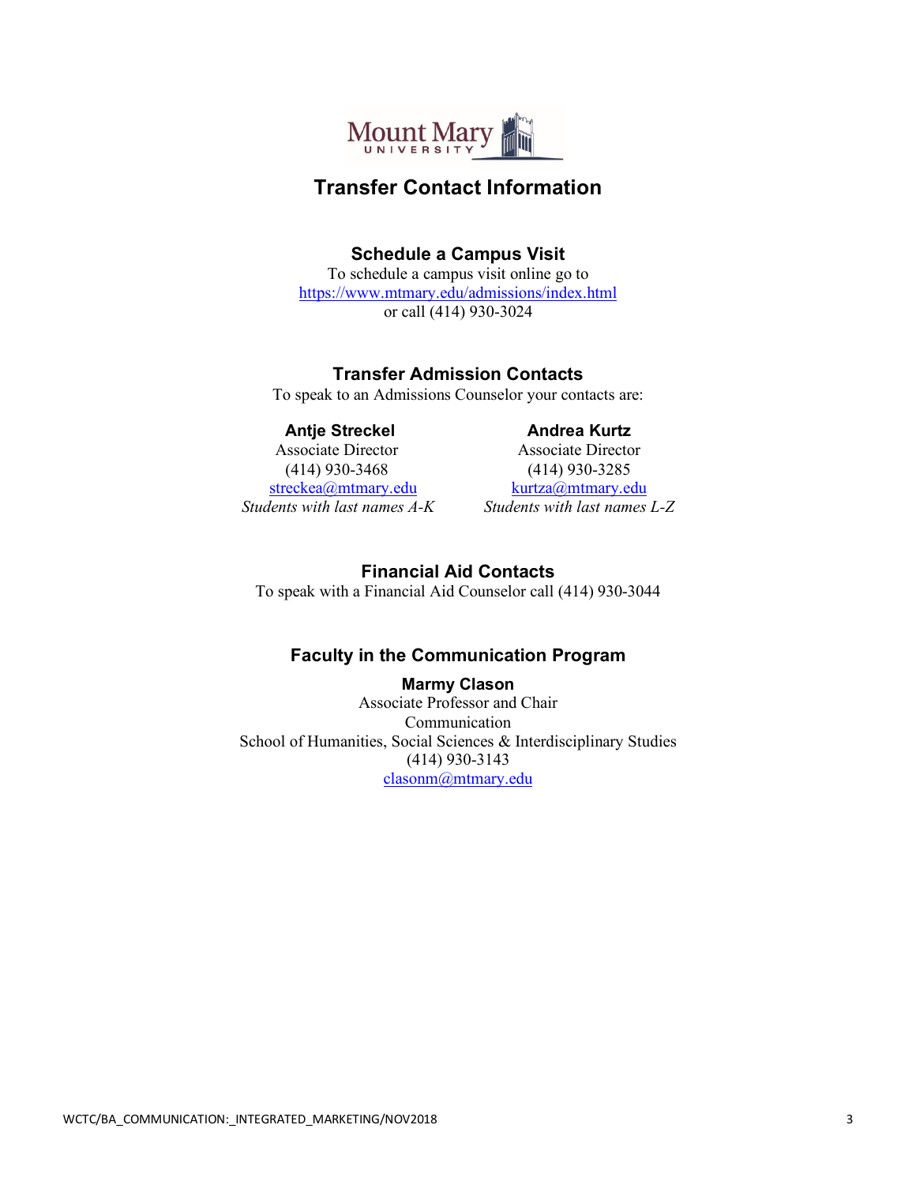# Transfer Contact Information

## Schedule a Campus Visit

To schedule a campus visit online go to
https://www.mtmary.edu/admissions/index.html
or call (414) 930-3024

## Transfer Admission Contacts

To speak to an Admissions Counselor your contacts are:

**Antje Streckel**
Associate Director
(414) 930-3468
streckea@mtmary.edu
*Students with last names A-K*

**Andrea Kurtz**
Associate Director
(414) 930-3285
kurtza@mtmary.edu
*Students with last names L-Z*

## Financial Aid Contacts

To speak with a Financial Aid Counselor call (414) 930-3044

## Faculty in the Communication Program

**Marmy Clason**
Associate Professor and Chair
Communication
School of Humanities, Social Sciences & Interdisciplinary Studies
(414) 930-3143
clasonm@mtmary.edu